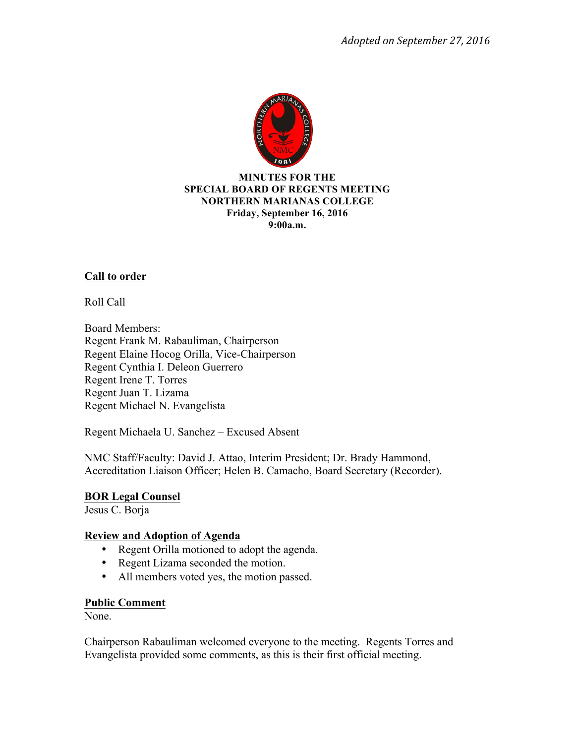*Adopted on September 27, 2016*

**MINUTES FOR THE**
**SPECIAL BOARD OF REGENTS MEETING**
**NORTHERN MARIANAS COLLEGE**
**Friday, September 16, 2016**
**9:00a.m.**

## Call to order

Roll Call

Board Members:
Regent Frank M. Rabauliman, Chairperson
Regent Elaine Hocog Orilla, Vice-Chairperson
Regent Cynthia I. Deleon Guerrero
Regent Irene T. Torres
Regent Juan T. Lizama
Regent Michael N. Evangelista

Regent Michaela U. Sanchez – Excused Absent

NMC Staff/Faculty: David J. Attao, Interim President; Dr. Brady Hammond, Accreditation Liaison Officer; Helen B. Camacho, Board Secretary (Recorder).

## BOR Legal Counsel

Jesus C. Borja

## Review and Adoption of Agenda

- Regent Orilla motioned to adopt the agenda.
- Regent Lizama seconded the motion.
- All members voted yes, the motion passed.

## Public Comment

None.

Chairperson Rabauliman welcomed everyone to the meeting. Regents Torres and Evangelista provided some comments, as this is their first official meeting.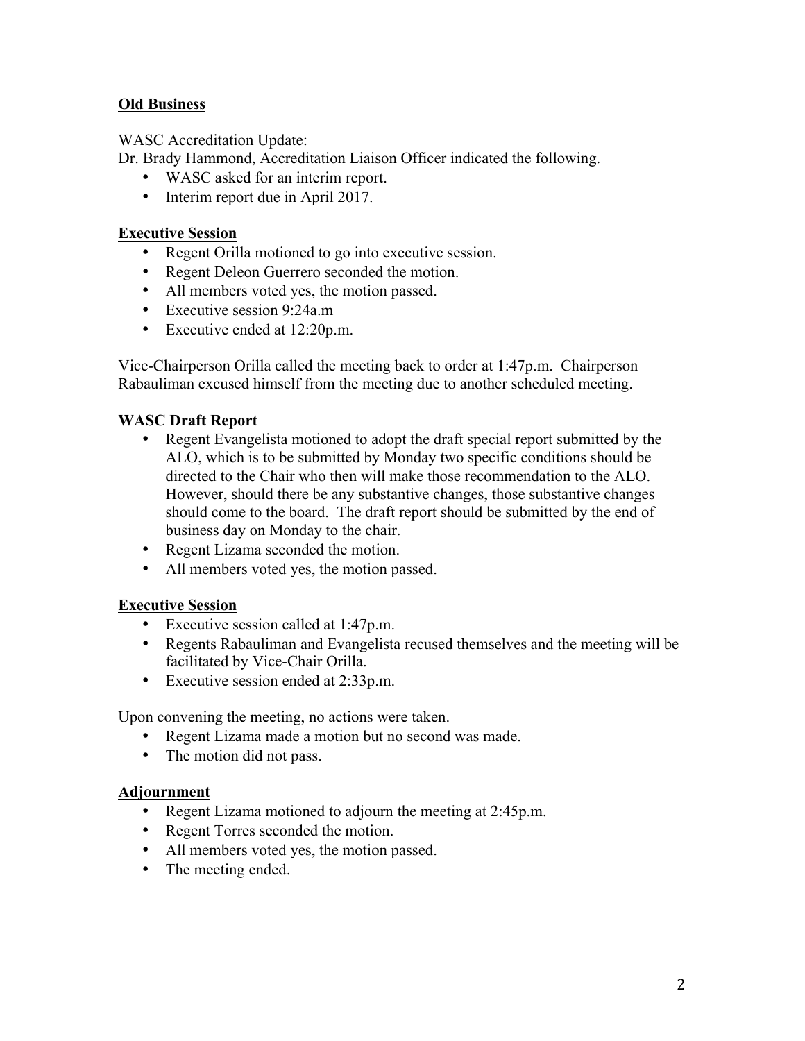**Old Business**

WASC Accreditation Update:
Dr. Brady Hammond, Accreditation Liaison Officer indicated the following.

- WASC asked for an interim report.
- Interim report due in April 2017.

**Executive Session**

- Regent Orilla motioned to go into executive session.
- Regent Deleon Guerrero seconded the motion.
- All members voted yes, the motion passed.
- Executive session 9:24a.m
- Executive ended at 12:20p.m.

Vice-Chairperson Orilla called the meeting back to order at 1:47p.m. Chairperson Rabauliman excused himself from the meeting due to another scheduled meeting.

**WASC Draft Report**

- Regent Evangelista motioned to adopt the draft special report submitted by the ALO, which is to be submitted by Monday two specific conditions should be directed to the Chair who then will make those recommendation to the ALO. However, should there be any substantive changes, those substantive changes should come to the board. The draft report should be submitted by the end of business day on Monday to the chair.
- Regent Lizama seconded the motion.
- All members voted yes, the motion passed.

**Executive Session**

- Executive session called at 1:47p.m.
- Regents Rabauliman and Evangelista recused themselves and the meeting will be facilitated by Vice-Chair Orilla.
- Executive session ended at 2:33p.m.

Upon convening the meeting, no actions were taken.

- Regent Lizama made a motion but no second was made.
- The motion did not pass.

**Adjournment**

- Regent Lizama motioned to adjourn the meeting at 2:45p.m.
- Regent Torres seconded the motion.
- All members voted yes, the motion passed.
- The meeting ended.